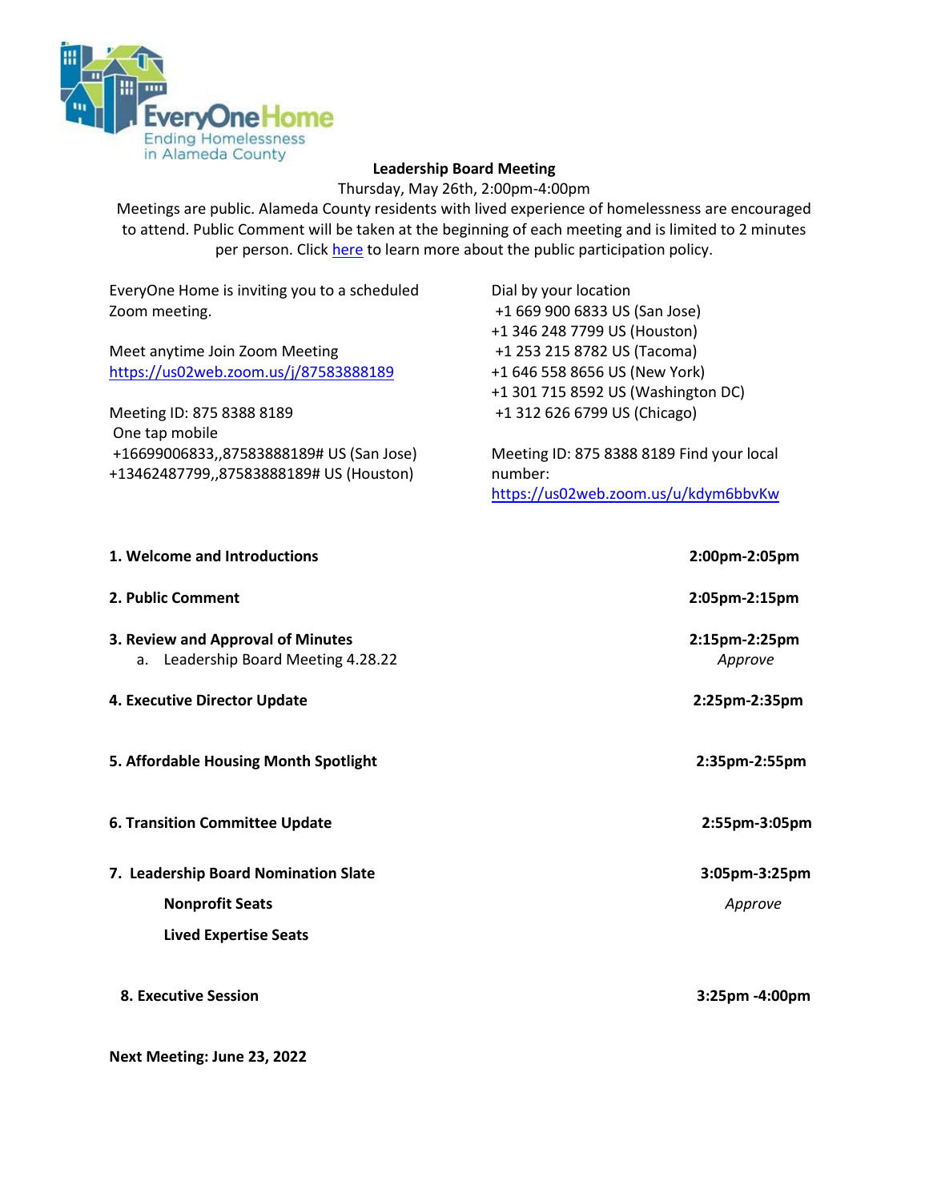EveryOne Home
Ending Homelessness in Alameda County

# Leadership Board Meeting

Thursday, May 26th, 2:00pm-4:00pm

Meetings are public. Alameda County residents with lived experience of homelessness are encouraged to attend. Public Comment will be taken at the beginning of each meeting and is limited to 2 minutes per person. Click [here]() to learn more about the public participation policy.

EveryOne Home is inviting you to a scheduled Zoom meeting.

Meet anytime Join Zoom Meeting
https://us02web.zoom.us/j/87583888189

Meeting ID: 875 8388 8189
One tap mobile
+16699006833,,87583888189# US (San Jose)
+13462487799,,87583888189# US (Houston)

Dial by your location
+1 669 900 6833 US (San Jose)
+1 346 248 7799 US (Houston)
+1 253 215 8782 US (Tacoma)
+1 646 558 8656 US (New York)
+1 301 715 8592 US (Washington DC)
+1 312 626 6799 US (Chicago)

Meeting ID: 875 8388 8189 Find your local number:
https://us02web.zoom.us/u/kdym6bbvKw

| | |
|---|---|
| **1. Welcome and Introductions** | **2:00pm-2:05pm** |
| **2. Public Comment** | **2:05pm-2:15pm** |
| **3. Review and Approval of Minutes** | **2:15pm-2:25pm** |
| a. Leadership Board Meeting 4.28.22 | *Approve* |
| **4. Executive Director Update** | **2:25pm-2:35pm** |
| **5. Affordable Housing Month Spotlight** | **2:35pm-2:55pm** |
| **6. Transition Committee Update** | **2:55pm-3:05pm** |
| **7. Leadership Board Nomination Slate** | **3:05pm-3:25pm** |
| **Nonprofit Seats** | *Approve* |
| **Lived Expertise Seats** | |
| **8. Executive Session** | **3:25pm -4:00pm** |

**Next Meeting: June 23, 2022**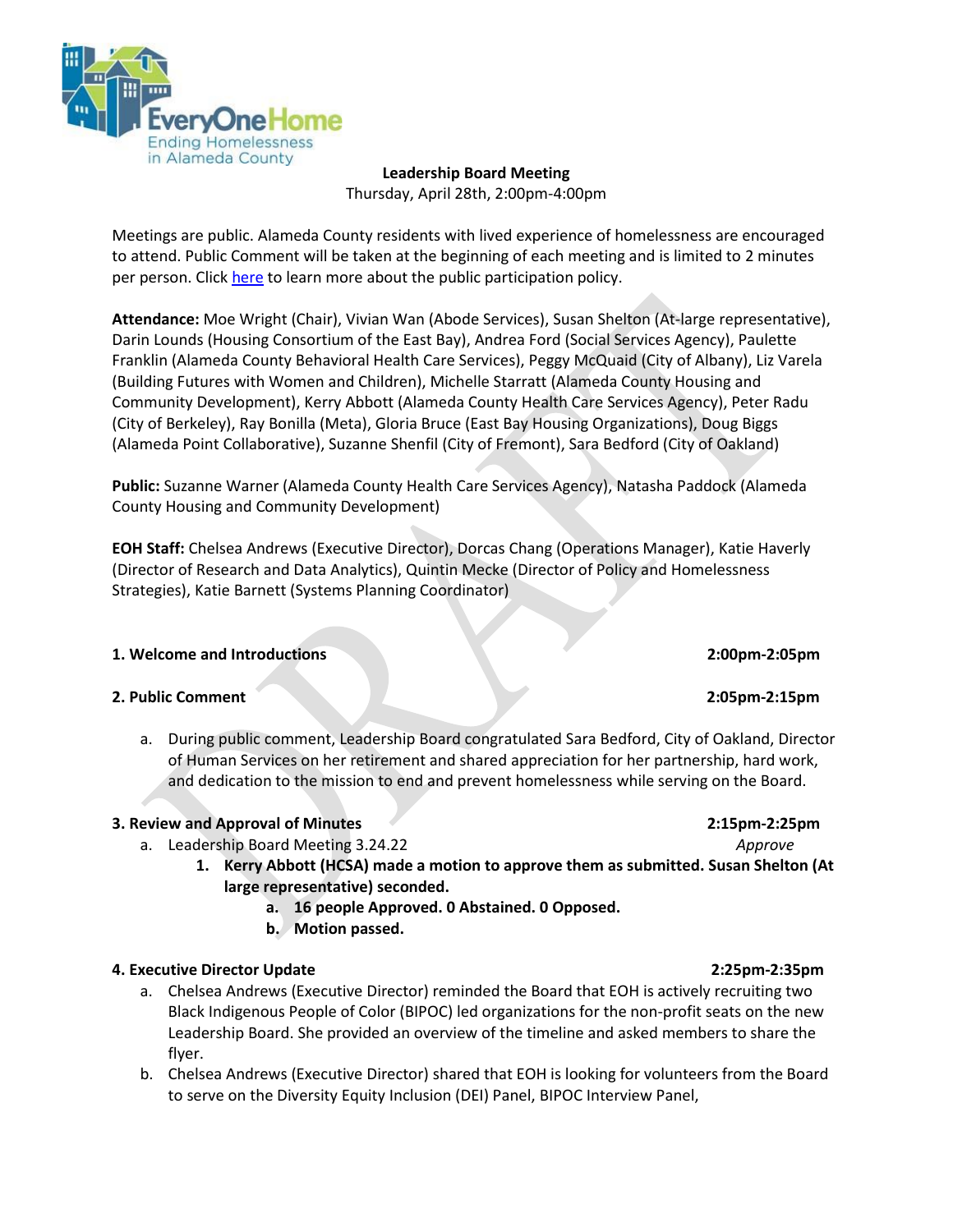**Leadership Board Meeting**
Thursday, April 28th, 2:00pm-4:00pm

Meetings are public. Alameda County residents with lived experience of homelessness are encouraged to attend. Public Comment will be taken at the beginning of each meeting and is limited to 2 minutes per person. Click here to learn more about the public participation policy.

**Attendance:** Moe Wright (Chair), Vivian Wan (Abode Services), Susan Shelton (At-large representative), Darin Lounds (Housing Consortium of the East Bay), Andrea Ford (Social Services Agency), Paulette Franklin (Alameda County Behavioral Health Care Services), Peggy McQuaid (City of Albany), Liz Varela (Building Futures with Women and Children), Michelle Starratt (Alameda County Housing and Community Development), Kerry Abbott (Alameda County Health Care Services Agency), Peter Radu (City of Berkeley), Ray Bonilla (Meta), Gloria Bruce (East Bay Housing Organizations), Doug Biggs (Alameda Point Collaborative), Suzanne Shenfil (City of Fremont), Sara Bedford (City of Oakland)

**Public:** Suzanne Warner (Alameda County Health Care Services Agency), Natasha Paddock (Alameda County Housing and Community Development)

**EOH Staff:** Chelsea Andrews (Executive Director), Dorcas Chang (Operations Manager), Katie Haverly (Director of Research and Data Analytics), Quintin Mecke (Director of Policy and Homelessness Strategies), Katie Barnett (Systems Planning Coordinator)

**1. Welcome and Introductions** 2:00pm-2:05pm

**2. Public Comment** 2:05pm-2:15pm

a. During public comment, Leadership Board congratulated Sara Bedford, City of Oakland, Director of Human Services on her retirement and shared appreciation for her partnership, hard work, and dedication to the mission to end and prevent homelessness while serving on the Board.

**3. Review and Approval of Minutes** 2:15pm-2:25pm

a. Leadership Board Meeting 3.24.22 *Approve*
   1. **Kerry Abbott (HCSA) made a motion to approve them as submitted. Susan Shelton (At large representative) seconded.**
      a. **16 people Approved. 0 Abstained. 0 Opposed.**
      b. **Motion passed.**

**4. Executive Director Update** 2:25pm-2:35pm

a. Chelsea Andrews (Executive Director) reminded the Board that EOH is actively recruiting two Black Indigenous People of Color (BIPOC) led organizations for the non-profit seats on the new Leadership Board. She provided an overview of the timeline and asked members to share the flyer.
b. Chelsea Andrews (Executive Director) shared that EOH is looking for volunteers from the Board to serve on the Diversity Equity Inclusion (DEI) Panel, BIPOC Interview Panel,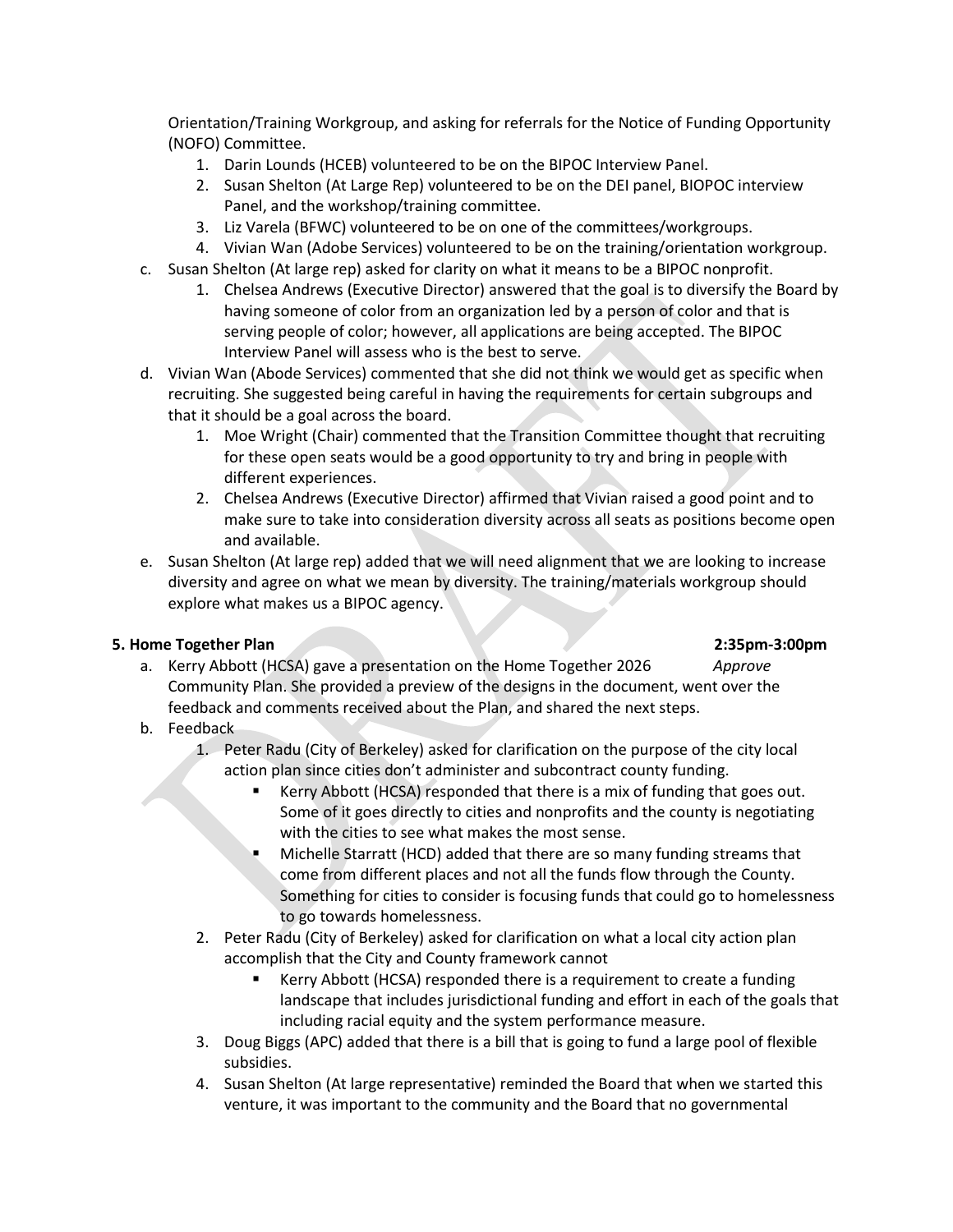Orientation/Training Workgroup, and asking for referrals for the Notice of Funding Opportunity (NOFO) Committee.

1. Darin Lounds (HCEB) volunteered to be on the BIPOC Interview Panel.
2. Susan Shelton (At Large Rep) volunteered to be on the DEI panel, BIOPOC interview Panel, and the workshop/training committee.
3. Liz Varela (BFWC) volunteered to be on one of the committees/workgroups.
4. Vivian Wan (Adobe Services) volunteered to be on the training/orientation workgroup.

c. Susan Shelton (At large rep) asked for clarity on what it means to be a BIPOC nonprofit.

1. Chelsea Andrews (Executive Director) answered that the goal is to diversify the Board by having someone of color from an organization led by a person of color and that is serving people of color; however, all applications are being accepted. The BIPOC Interview Panel will assess who is the best to serve.

d. Vivian Wan (Abode Services) commented that she did not think we would get as specific when recruiting. She suggested being careful in having the requirements for certain subgroups and that it should be a goal across the board.

1. Moe Wright (Chair) commented that the Transition Committee thought that recruiting for these open seats would be a good opportunity to try and bring in people with different experiences.
2. Chelsea Andrews (Executive Director) affirmed that Vivian raised a good point and to make sure to take into consideration diversity across all seats as positions become open and available.

e. Susan Shelton (At large rep) added that we will need alignment that we are looking to increase diversity and agree on what we mean by diversity. The training/materials workgroup should explore what makes us a BIPOC agency.

**5. Home Together Plan** **2:35pm-3:00pm**

a. Kerry Abbott (HCSA) gave a presentation on the Home Together 2026 Community Plan. She provided a preview of the designs in the document, went over the feedback and comments received about the Plan, and shared the next steps. *Approve*

b. Feedback

1. Peter Radu (City of Berkeley) asked for clarification on the purpose of the city local action plan since cities don't administer and subcontract county funding.
   - Kerry Abbott (HCSA) responded that there is a mix of funding that goes out. Some of it goes directly to cities and nonprofits and the county is negotiating with the cities to see what makes the most sense.
   - Michelle Starratt (HCD) added that there are so many funding streams that come from different places and not all the funds flow through the County. Something for cities to consider is focusing funds that could go to homelessness to go towards homelessness.
2. Peter Radu (City of Berkeley) asked for clarification on what a local city action plan accomplish that the City and County framework cannot
   - Kerry Abbott (HCSA) responded there is a requirement to create a funding landscape that includes jurisdictional funding and effort in each of the goals that including racial equity and the system performance measure.
3. Doug Biggs (APC) added that there is a bill that is going to fund a large pool of flexible subsidies.
4. Susan Shelton (At large representative) reminded the Board that when we started this venture, it was important to the community and the Board that no governmental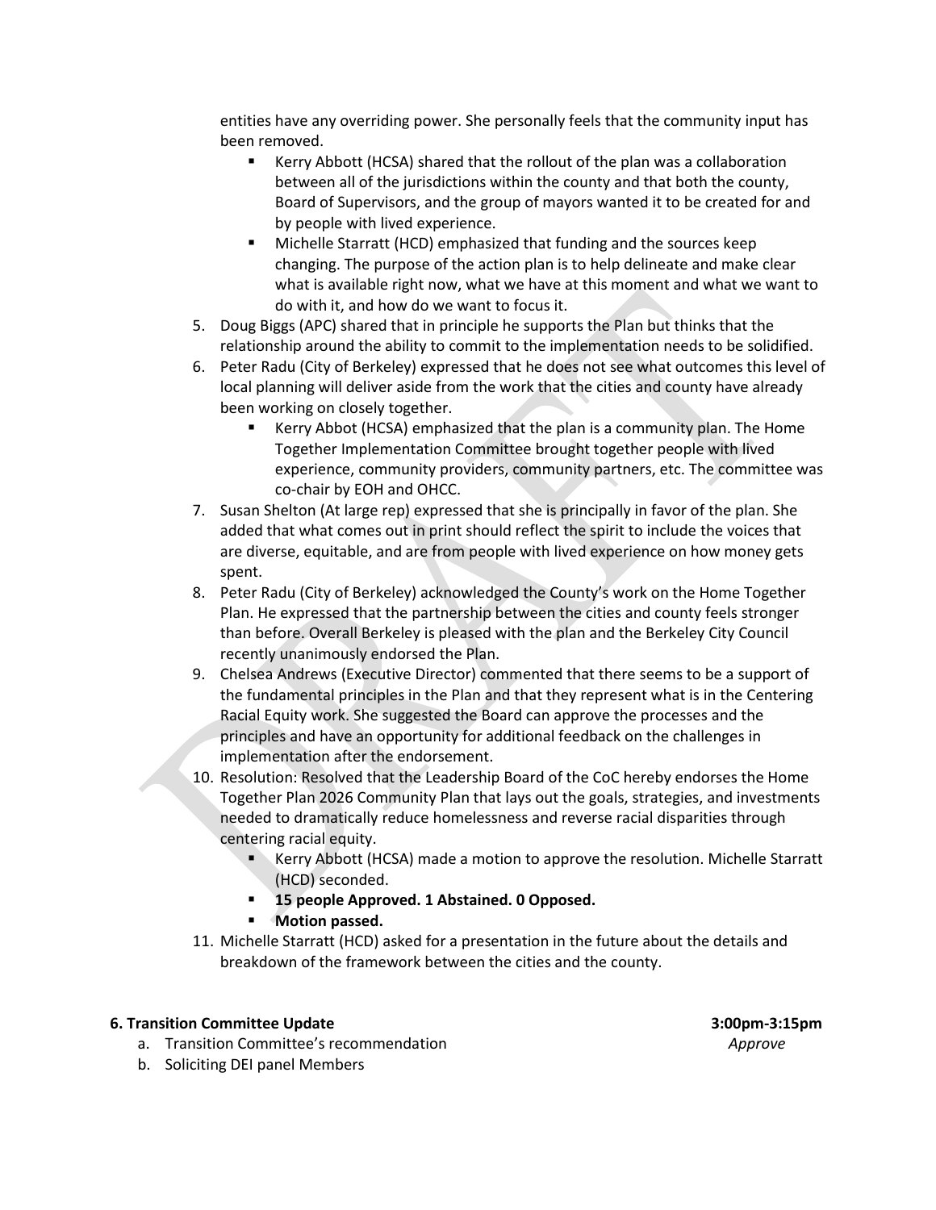entities have any overriding power. She personally feels that the community input has been removed.

   - Kerry Abbott (HCSA) shared that the rollout of the plan was a collaboration between all of the jurisdictions within the county and that both the county, Board of Supervisors, and the group of mayors wanted it to be created for and by people with lived experience.
   - Michelle Starratt (HCD) emphasized that funding and the sources keep changing. The purpose of the action plan is to help delineate and make clear what is available right now, what we have at this moment and what we want to do with it, and how do we want to focus it.

5. Doug Biggs (APC) shared that in principle he supports the Plan but thinks that the relationship around the ability to commit to the implementation needs to be solidified.
6. Peter Radu (City of Berkeley) expressed that he does not see what outcomes this level of local planning will deliver aside from the work that the cities and county have already been working on closely together.
   - Kerry Abbot (HCSA) emphasized that the plan is a community plan. The Home Together Implementation Committee brought together people with lived experience, community providers, community partners, etc. The committee was co-chair by EOH and OHCC.
7. Susan Shelton (At large rep) expressed that she is principally in favor of the plan. She added that what comes out in print should reflect the spirit to include the voices that are diverse, equitable, and are from people with lived experience on how money gets spent.
8. Peter Radu (City of Berkeley) acknowledged the County's work on the Home Together Plan. He expressed that the partnership between the cities and county feels stronger than before. Overall Berkeley is pleased with the plan and the Berkeley City Council recently unanimously endorsed the Plan.
9. Chelsea Andrews (Executive Director) commented that there seems to be a support of the fundamental principles in the Plan and that they represent what is in the Centering Racial Equity work. She suggested the Board can approve the processes and the principles and have an opportunity for additional feedback on the challenges in implementation after the endorsement.
10. Resolution: Resolved that the Leadership Board of the CoC hereby endorses the Home Together Plan 2026 Community Plan that lays out the goals, strategies, and investments needed to dramatically reduce homelessness and reverse racial disparities through centering racial equity.
    - Kerry Abbott (HCSA) made a motion to approve the resolution. Michelle Starratt (HCD) seconded.
    - **15 people Approved. 1 Abstained. 0 Opposed.**
    - **Motion passed.**
11. Michelle Starratt (HCD) asked for a presentation in the future about the details and breakdown of the framework between the cities and the county.

**6. Transition Committee Update** **3:00pm-3:15pm**

a. Transition Committee's recommendation *Approve*

b. Soliciting DEI panel Members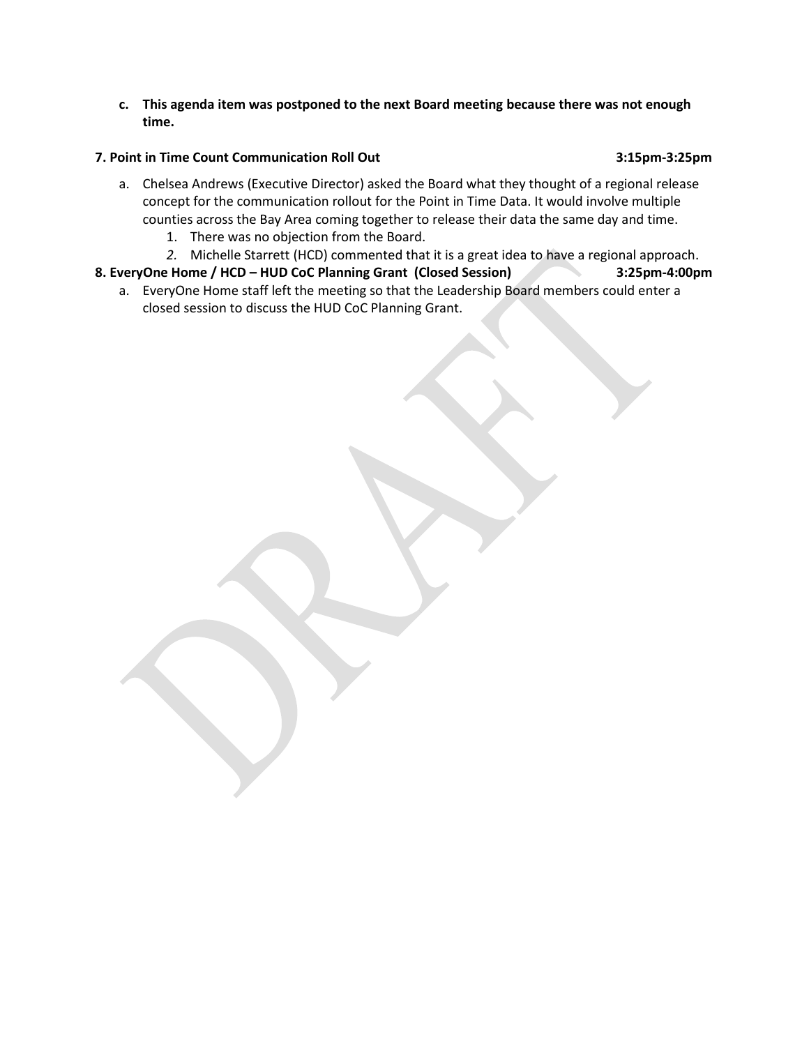c. **This agenda item was postponed to the next Board meeting because there was not enough time.**

**7. Point in Time Count Communication Roll Out 3:15pm-3:25pm**

a. Chelsea Andrews (Executive Director) asked the Board what they thought of a regional release concept for the communication rollout for the Point in Time Data. It would involve multiple counties across the Bay Area coming together to release their data the same day and time.
   1. There was no objection from the Board.
   2. Michelle Starrett (HCD) commented that it is a great idea to have a regional approach.

**8. EveryOne Home / HCD – HUD CoC Planning Grant (Closed Session) 3:25pm-4:00pm**

a. EveryOne Home staff left the meeting so that the Leadership Board members could enter a closed session to discuss the HUD CoC Planning Grant.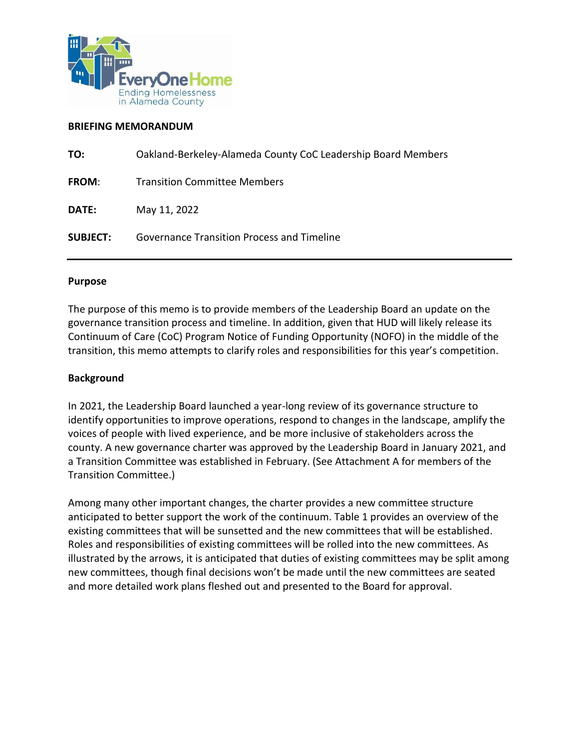**BRIEFING MEMORANDUM**

**TO:** Oakland-Berkeley-Alameda County CoC Leadership Board Members

**FROM**: Transition Committee Members

**DATE:** May 11, 2022

**SUBJECT:** Governance Transition Process and Timeline

---

**Purpose**

The purpose of this memo is to provide members of the Leadership Board an update on the governance transition process and timeline. In addition, given that HUD will likely release its Continuum of Care (CoC) Program Notice of Funding Opportunity (NOFO) in the middle of the transition, this memo attempts to clarify roles and responsibilities for this year's competition.

**Background**

In 2021, the Leadership Board launched a year-long review of its governance structure to identify opportunities to improve operations, respond to changes in the landscape, amplify the voices of people with lived experience, and be more inclusive of stakeholders across the county. A new governance charter was approved by the Leadership Board in January 2021, and a Transition Committee was established in February. (See Attachment A for members of the Transition Committee.)

Among many other important changes, the charter provides a new committee structure anticipated to better support the work of the continuum. Table 1 provides an overview of the existing committees that will be sunsetted and the new committees that will be established. Roles and responsibilities of existing committees will be rolled into the new committees. As illustrated by the arrows, it is anticipated that duties of existing committees may be split among new committees, though final decisions won't be made until the new committees are seated and more detailed work plans fleshed out and presented to the Board for approval.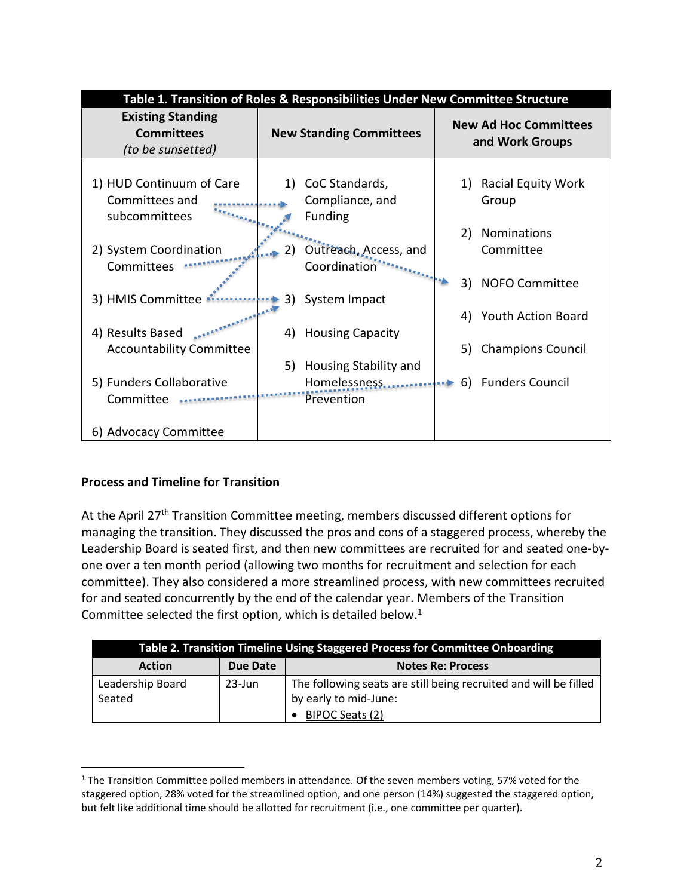| Table 1. Transition of Roles & Responsibilities Under New Committee Structure | | |
|---|---|---|
| **Existing Standing Committees** *(to be sunsetted)* | **New Standing Committees** | **New Ad Hoc Committees and Work Groups** |
| 1) HUD Continuum of Care Committees and subcommittees | 1) CoC Standards, Compliance, and Funding | 1) Racial Equity Work Group |
| 2) System Coordination Committees | 2) Outreach, Access, and Coordination | 2) Nominations Committee |
| 3) HMIS Committee | 3) System Impact | 3) NOFO Committee |
| 4) Results Based Accountability Committee | 4) Housing Capacity | 4) Youth Action Board |
| 5) Funders Collaborative Committee | 5) Housing Stability and Homelessness Prevention | 5) Champions Council |
| 6) Advocacy Committee | | 6) Funders Council |

**Process and Timeline for Transition**

At the April 27th Transition Committee meeting, members discussed different options for managing the transition. They discussed the pros and cons of a staggered process, whereby the Leadership Board is seated first, and then new committees are recruited for and seated one-by-one over a ten month period (allowing two months for recruitment and selection for each committee). They also considered a more streamlined process, with new committees recruited for and seated concurrently by the end of the calendar year. Members of the Transition Committee selected the first option, which is detailed below.[1]

| Table 2. Transition Timeline Using Staggered Process for Committee Onboarding | | |
|---|---|---|
| **Action** | **Due Date** | **Notes Re: Process** |
| Leadership Board Seated | 23-Jun | The following seats are still being recruited and will be filled by early to mid-June:<br>• BIPOC Seats (2) |

[1] The Transition Committee polled members in attendance. Of the seven members voting, 57% voted for the staggered option, 28% voted for the streamlined option, and one person (14%) suggested the staggered option, but felt like additional time should be allotted for recruitment (i.e., one committee per quarter).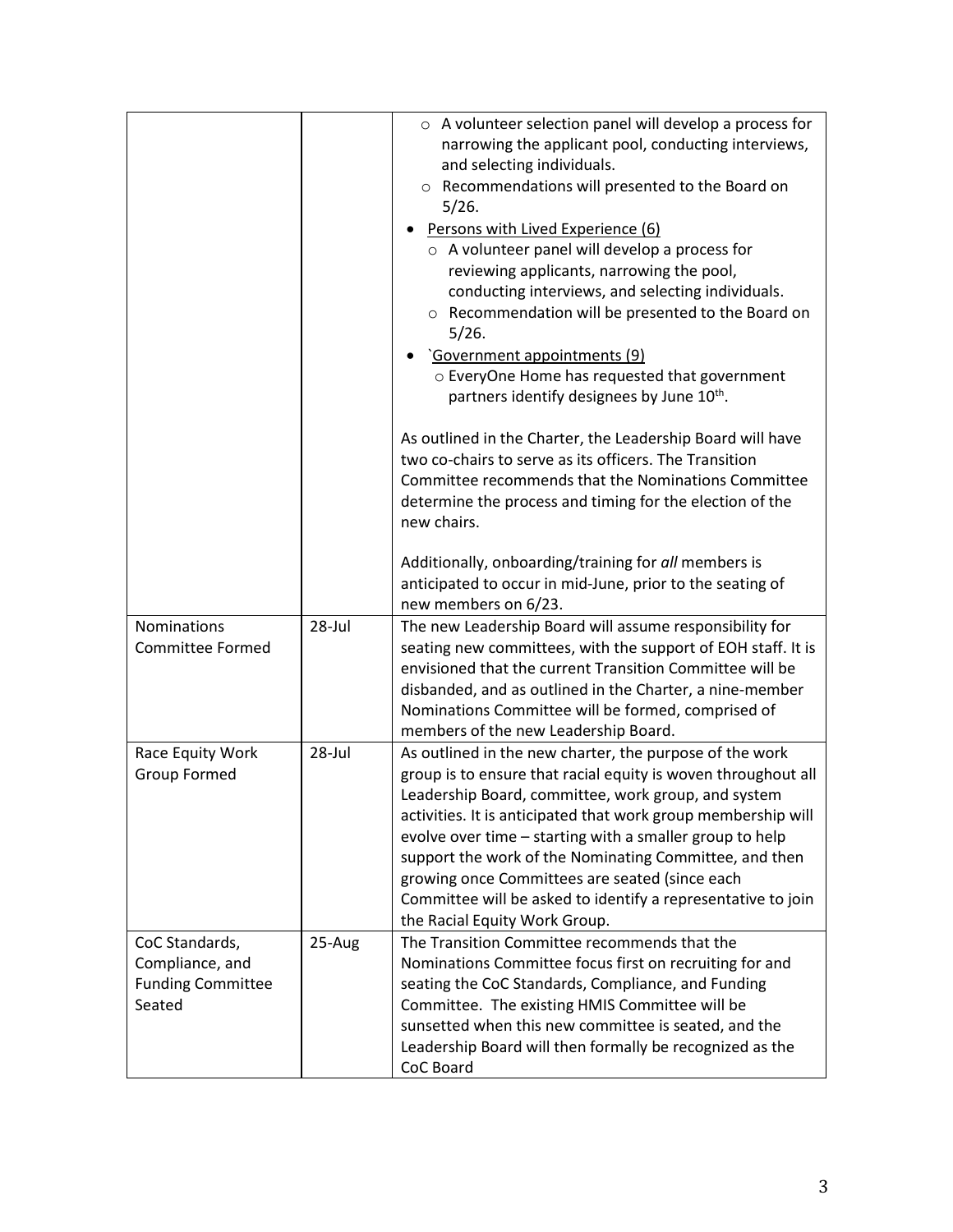| | | |
|---|---|---|
| | | ○ A volunteer selection panel will develop a process for narrowing the applicant pool, conducting interviews, and selecting individuals.<br>○ Recommendations will presented to the Board on 5/26.<br>• <u>Persons with Lived Experience (6)</u><br>○ A volunteer panel will develop a process for reviewing applicants, narrowing the pool, conducting interviews, and selecting individuals.<br>○ Recommendation will be presented to the Board on 5/26.<br>• <u>`Government appointments (9)</u><br>○ EveryOne Home has requested that government partners identify designees by June 10th.<br><br>As outlined in the Charter, the Leadership Board will have two co-chairs to serve as its officers. The Transition Committee recommends that the Nominations Committee determine the process and timing for the election of the new chairs.<br><br>Additionally, onboarding/training for *all* members is anticipated to occur in mid-June, prior to the seating of new members on 6/23. |
| Nominations Committee Formed | 28-Jul | The new Leadership Board will assume responsibility for seating new committees, with the support of EOH staff. It is envisioned that the current Transition Committee will be disbanded, and as outlined in the Charter, a nine-member Nominations Committee will be formed, comprised of members of the new Leadership Board. |
| Race Equity Work Group Formed | 28-Jul | As outlined in the new charter, the purpose of the work group is to ensure that racial equity is woven throughout all Leadership Board, committee, work group, and system activities. It is anticipated that work group membership will evolve over time – starting with a smaller group to help support the work of the Nominating Committee, and then growing once Committees are seated (since each Committee will be asked to identify a representative to join the Racial Equity Work Group. |
| CoC Standards, Compliance, and Funding Committee Seated | 25-Aug | The Transition Committee recommends that the Nominations Committee focus first on recruiting for and seating the CoC Standards, Compliance, and Funding Committee. The existing HMIS Committee will be sunsetted when this new committee is seated, and the Leadership Board will then formally be recognized as the CoC Board |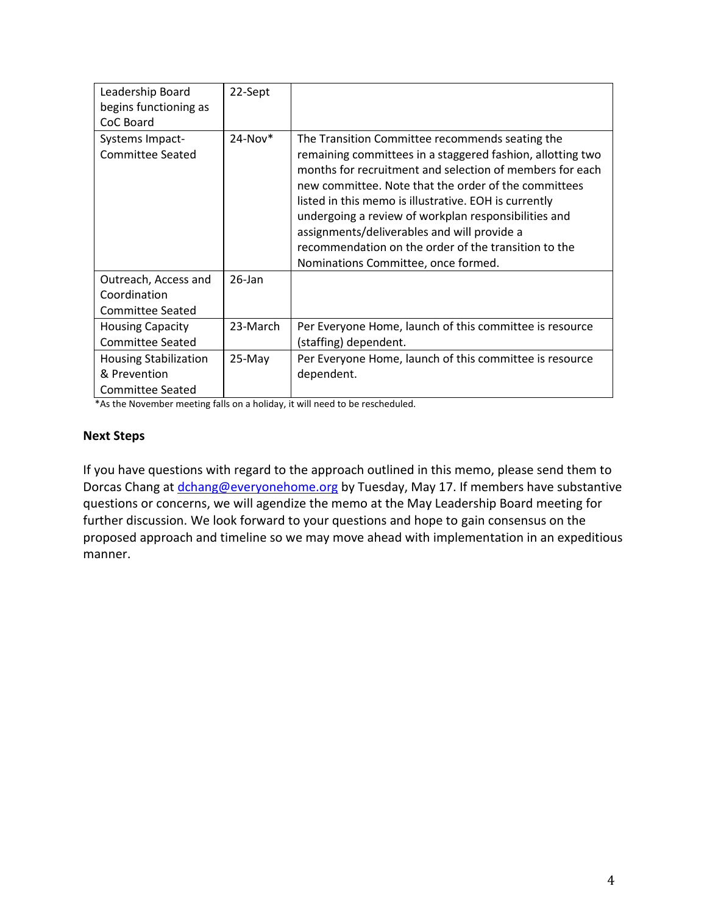| Leadership Board begins functioning as CoC Board | 22-Sept | |
|---|---|---|
| Systems Impact-Committee Seated | 24-Nov* | The Transition Committee recommends seating the remaining committees in a staggered fashion, allotting two months for recruitment and selection of members for each new committee. Note that the order of the committees listed in this memo is illustrative. EOH is currently undergoing a review of workplan responsibilities and assignments/deliverables and will provide a recommendation on the order of the transition to the Nominations Committee, once formed. |
| Outreach, Access and Coordination Committee Seated | 26-Jan | |
| Housing Capacity Committee Seated | 23-March | Per Everyone Home, launch of this committee is resource (staffing) dependent. |
| Housing Stabilization & Prevention Committee Seated | 25-May | Per Everyone Home, launch of this committee is resource dependent. |

*As the November meeting falls on a holiday, it will need to be rescheduled.

**Next Steps**

If you have questions with regard to the approach outlined in this memo, please send them to Dorcas Chang at dchang@everyonehome.org by Tuesday, May 17. If members have substantive questions or concerns, we will agendize the memo at the May Leadership Board meeting for further discussion. We look forward to your questions and hope to gain consensus on the proposed approach and timeline so we may move ahead with implementation in an expeditious manner.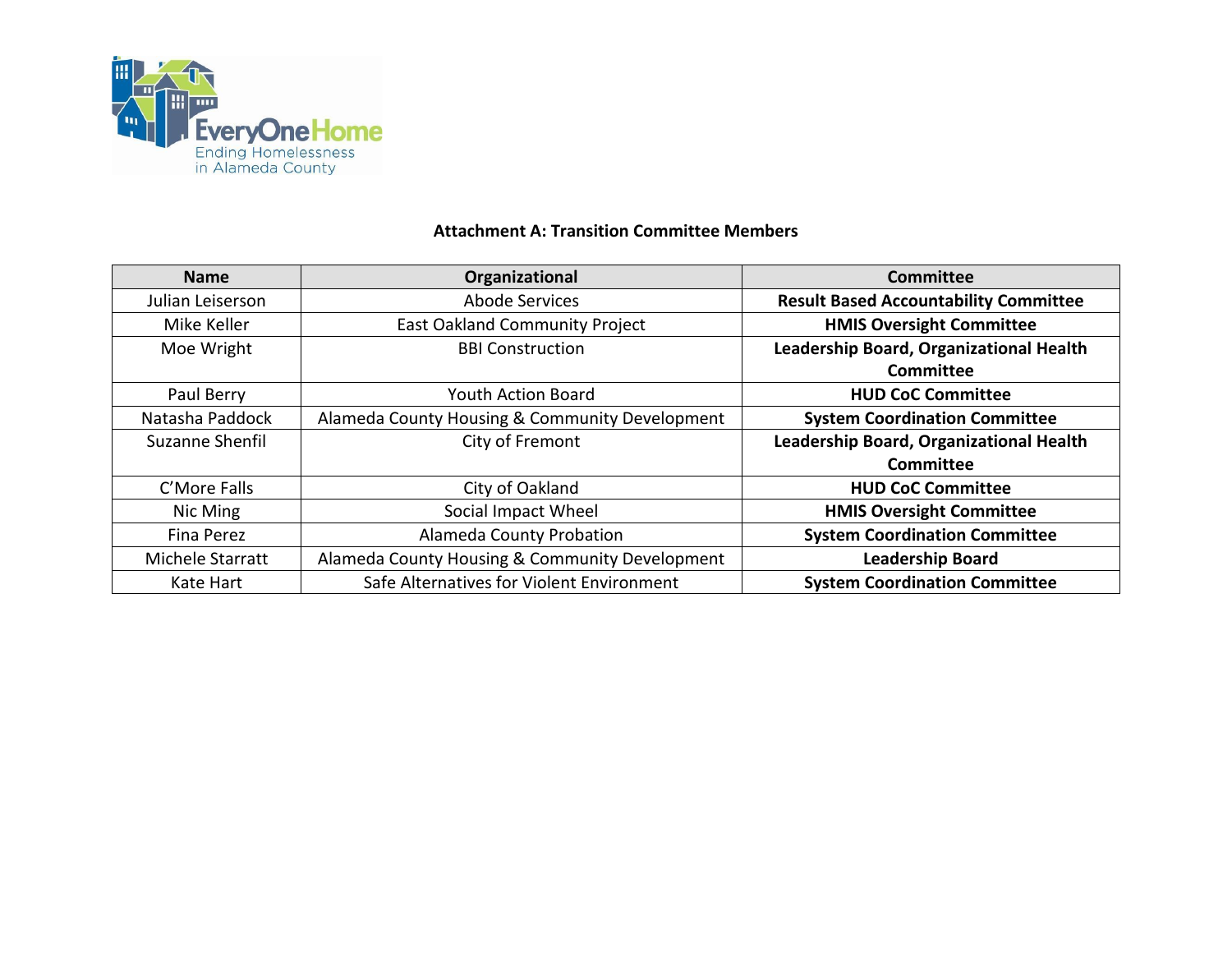EveryOneHome
Ending Homelessness in Alameda County

**Attachment A: Transition Committee Members**

| Name | Organizational | Committee |
|---|---|---|
| Julian Leiserson | Abode Services | **Result Based Accountability Committee** |
| Mike Keller | East Oakland Community Project | **HMIS Oversight Committee** |
| Moe Wright | BBI Construction | **Leadership Board, Organizational Health Committee** |
| Paul Berry | Youth Action Board | **HUD CoC Committee** |
| Natasha Paddock | Alameda County Housing & Community Development | **System Coordination Committee** |
| Suzanne Shenfil | City of Fremont | **Leadership Board, Organizational Health Committee** |
| C'More Falls | City of Oakland | **HUD CoC Committee** |
| Nic Ming | Social Impact Wheel | **HMIS Oversight Committee** |
| Fina Perez | Alameda County Probation | **System Coordination Committee** |
| Michele Starratt | Alameda County Housing & Community Development | **Leadership Board** |
| Kate Hart | Safe Alternatives for Violent Environment | **System Coordination Committee** |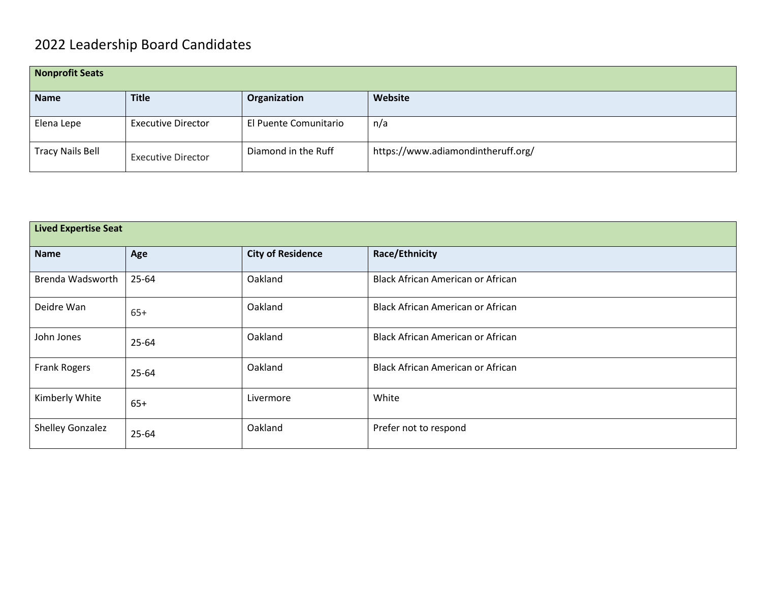# 2022 Leadership Board Candidates

| Nonprofit Seats | | | |
|---|---|---|---|
| **Name** | **Title** | **Organization** | **Website** |
| Elena Lepe | Executive Director | El Puente Comunitario | n/a |
| Tracy Nails Bell | Executive Director | Diamond in the Ruff | https://www.adiamondintheruff.org/ |

| Lived Expertise Seat | | | |
|---|---|---|---|
| **Name** | **Age** | **City of Residence** | **Race/Ethnicity** |
| Brenda Wadsworth | 25-64 | Oakland | Black African American or African |
| Deidre Wan | 65+ | Oakland | Black African American or African |
| John Jones | 25-64 | Oakland | Black African American or African |
| Frank Rogers | 25-64 | Oakland | Black African American or African |
| Kimberly White | 65+ | Livermore | White |
| Shelley Gonzalez | 25-64 | Oakland | Prefer not to respond |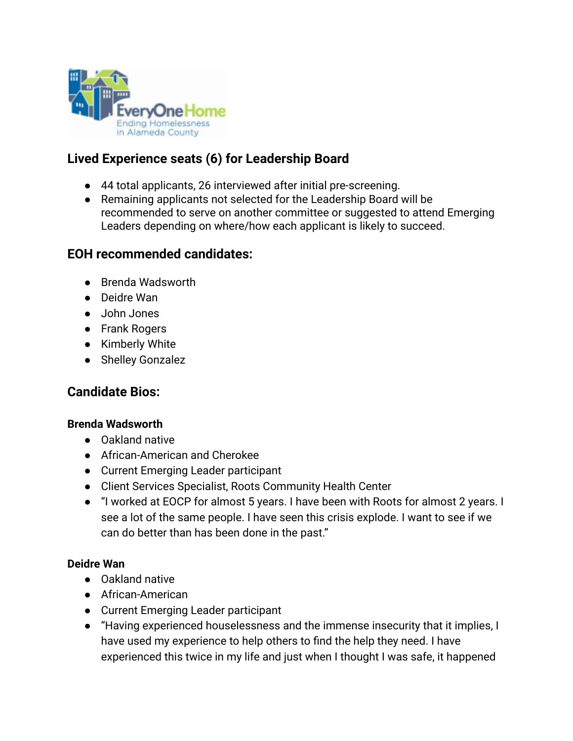EveryOne Home
Ending Homelessness in Alameda County

## Lived Experience seats (6) for Leadership Board

- 44 total applicants, 26 interviewed after initial pre-screening.
- Remaining applicants not selected for the Leadership Board will be recommended to serve on another committee or suggested to attend Emerging Leaders depending on where/how each applicant is likely to succeed.

## EOH recommended candidates:

- Brenda Wadsworth
- Deidre Wan
- John Jones
- Frank Rogers
- Kimberly White
- Shelley Gonzalez

## Candidate Bios:

**Brenda Wadsworth**

- Oakland native
- African-American and Cherokee
- Current Emerging Leader participant
- Client Services Specialist, Roots Community Health Center
- "I worked at EOCP for almost 5 years. I have been with Roots for almost 2 years. I see a lot of the same people. I have seen this crisis explode. I want to see if we can do better than has been done in the past."

**Deidre Wan**

- Oakland native
- African-American
- Current Emerging Leader participant
- "Having experienced houselessness and the immense insecurity that it implies, I have used my experience to help others to find the help they need. I have experienced this twice in my life and just when I thought I was safe, it happened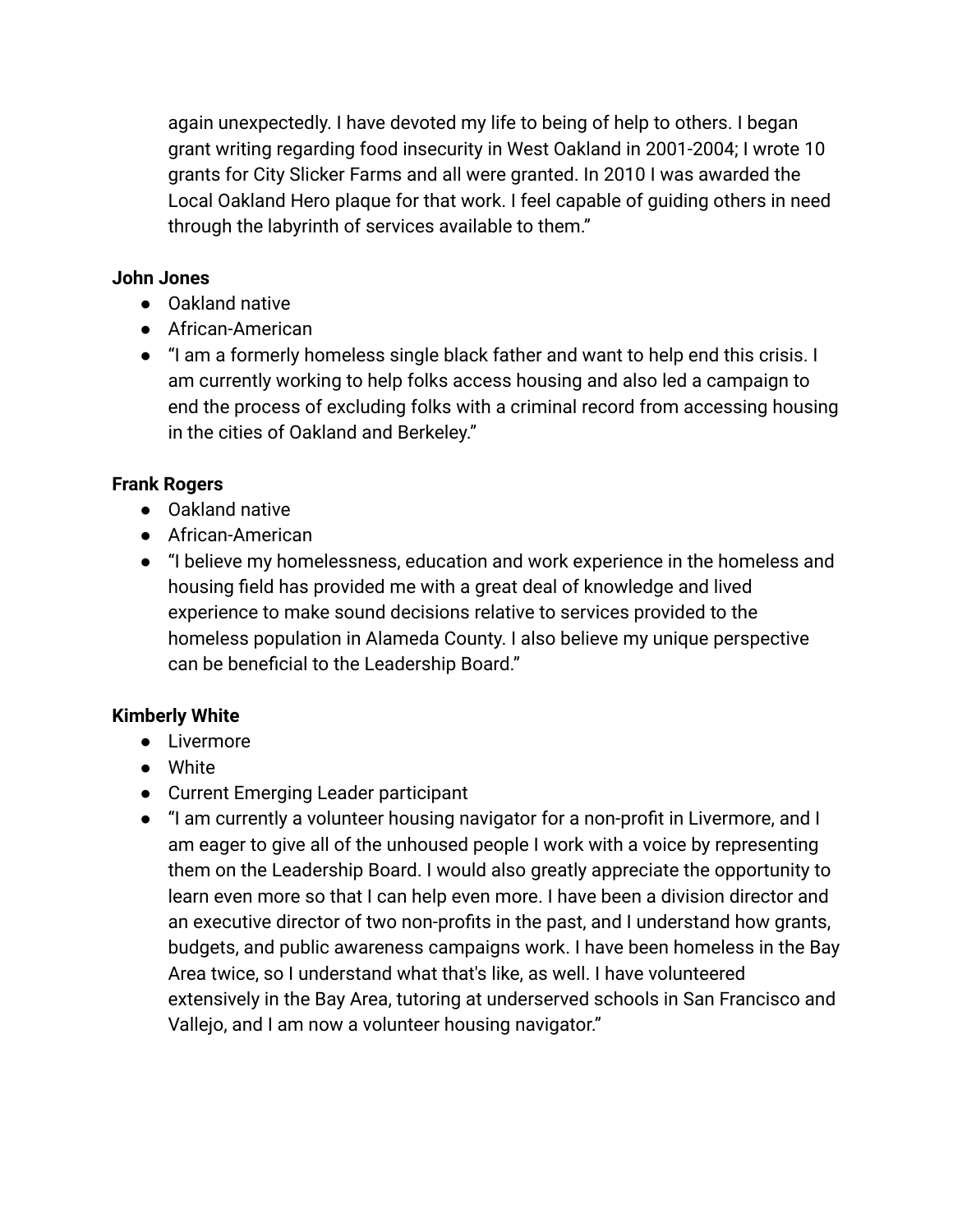again unexpectedly. I have devoted my life to being of help to others. I began grant writing regarding food insecurity in West Oakland in 2001-2004; I wrote 10 grants for City Slicker Farms and all were granted. In 2010 I was awarded the Local Oakland Hero plaque for that work. I feel capable of guiding others in need through the labyrinth of services available to them."

**John Jones**

- Oakland native
- African-American
- "I am a formerly homeless single black father and want to help end this crisis. I am currently working to help folks access housing and also led a campaign to end the process of excluding folks with a criminal record from accessing housing in the cities of Oakland and Berkeley."

**Frank Rogers**

- Oakland native
- African-American
- "I believe my homelessness, education and work experience in the homeless and housing field has provided me with a great deal of knowledge and lived experience to make sound decisions relative to services provided to the homeless population in Alameda County. I also believe my unique perspective can be beneficial to the Leadership Board."

**Kimberly White**

- Livermore
- White
- Current Emerging Leader participant
- "I am currently a volunteer housing navigator for a non-profit in Livermore, and I am eager to give all of the unhoused people I work with a voice by representing them on the Leadership Board. I would also greatly appreciate the opportunity to learn even more so that I can help even more. I have been a division director and an executive director of two non-profits in the past, and I understand how grants, budgets, and public awareness campaigns work. I have been homeless in the Bay Area twice, so I understand what that's like, as well. I have volunteered extensively in the Bay Area, tutoring at underserved schools in San Francisco and Vallejo, and I am now a volunteer housing navigator."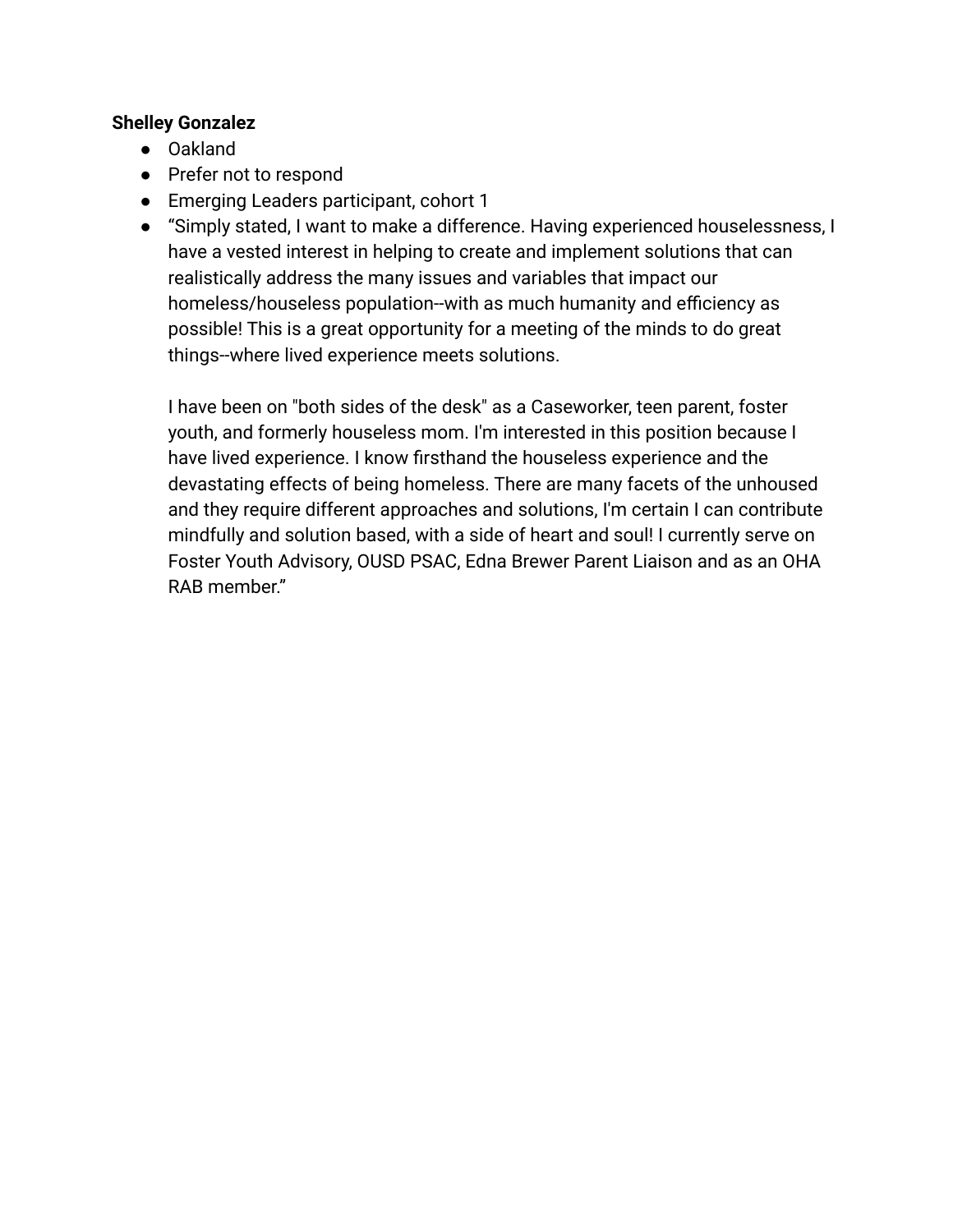**Shelley Gonzalez**

- Oakland
- Prefer not to respond
- Emerging Leaders participant, cohort 1
- “Simply stated, I want to make a difference. Having experienced houselessness, I have a vested interest in helping to create and implement solutions that can realistically address the many issues and variables that impact our homeless/houseless population--with as much humanity and efficiency as possible! This is a great opportunity for a meeting of the minds to do great things--where lived experience meets solutions.

  I have been on "both sides of the desk" as a Caseworker, teen parent, foster youth, and formerly houseless mom. I'm interested in this position because I have lived experience. I know firsthand the houseless experience and the devastating effects of being homeless. There are many facets of the unhoused and they require different approaches and solutions, I'm certain I can contribute mindfully and solution based, with a side of heart and soul! I currently serve on Foster Youth Advisory, OUSD PSAC, Edna Brewer Parent Liaison and as an OHA RAB member.”